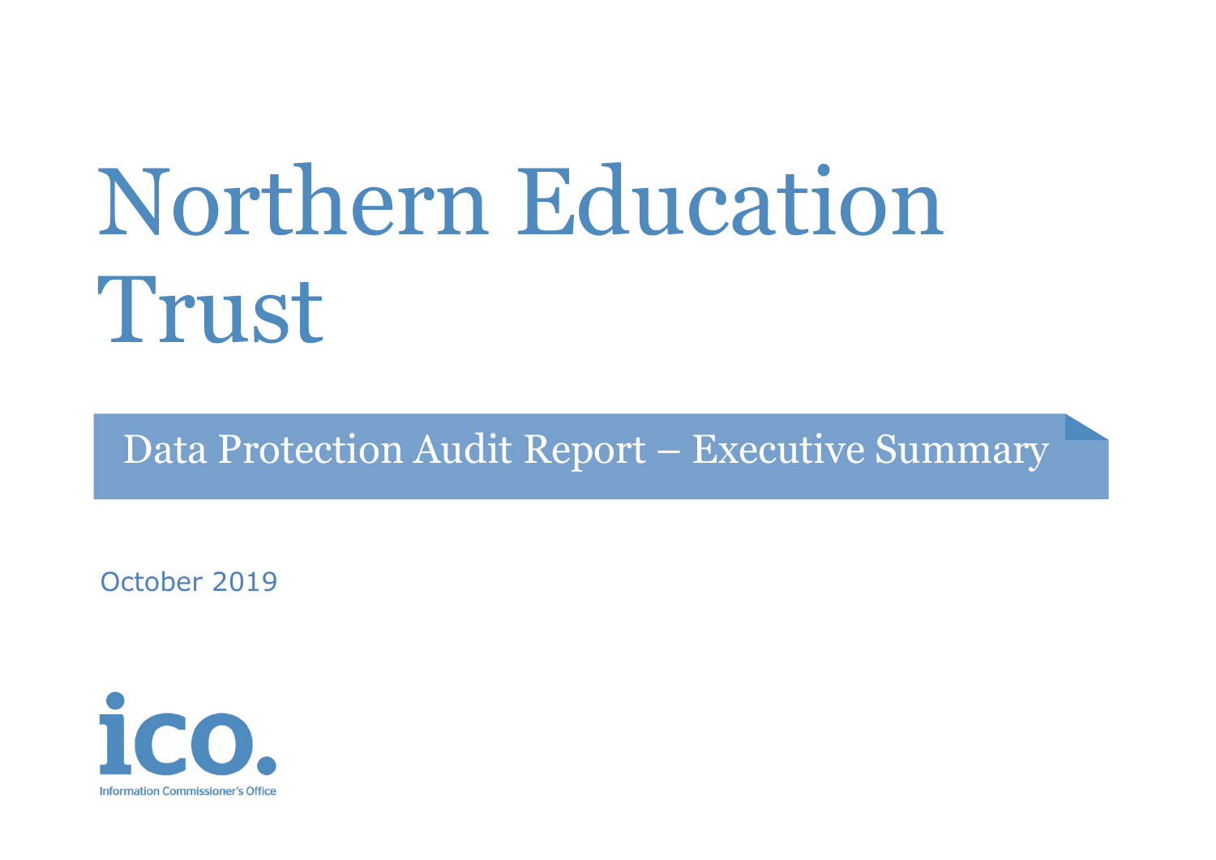# Northern Education Trust

## Data Protection Audit Report – Executive Summary

October 2019

ico.

Information Commissioner's Office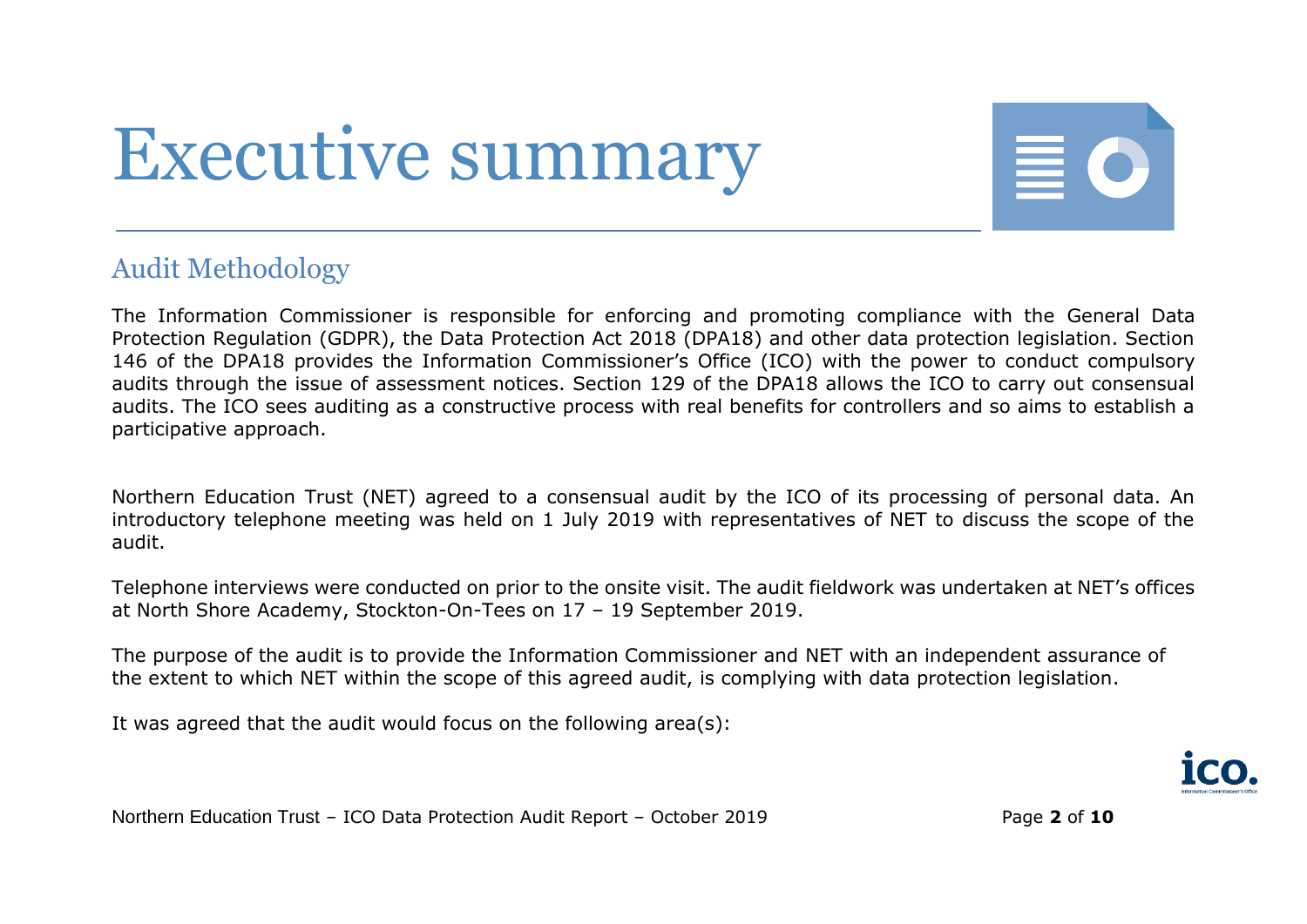# Executive summary

## Audit Methodology

The Information Commissioner is responsible for enforcing and promoting compliance with the General Data Protection Regulation (GDPR), the Data Protection Act 2018 (DPA18) and other data protection legislation. Section 146 of the DPA18 provides the Information Commissioner's Office (ICO) with the power to conduct compulsory audits through the issue of assessment notices. Section 129 of the DPA18 allows the ICO to carry out consensual audits. The ICO sees auditing as a constructive process with real benefits for controllers and so aims to establish a participative approach.

Northern Education Trust (NET) agreed to a consensual audit by the ICO of its processing of personal data. An introductory telephone meeting was held on 1 July 2019 with representatives of NET to discuss the scope of the audit.

Telephone interviews were conducted on prior to the onsite visit. The audit fieldwork was undertaken at NET's offices at North Shore Academy, Stockton-On-Tees on 17 – 19 September 2019.

The purpose of the audit is to provide the Information Commissioner and NET with an independent assurance of the extent to which NET within the scope of this agreed audit, is complying with data protection legislation.

It was agreed that the audit would focus on the following area(s):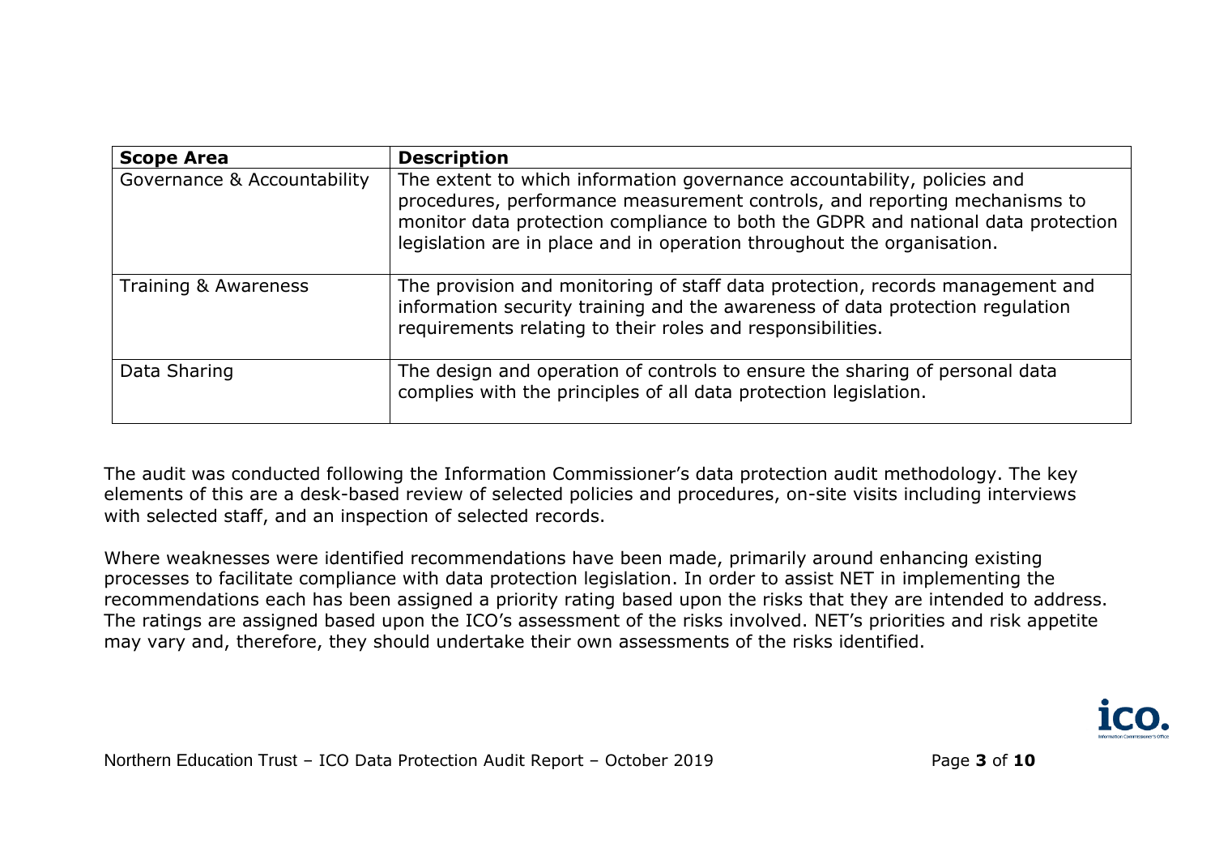| Scope Area | Description |
| --- | --- |
| Governance & Accountability | The extent to which information governance accountability, policies and procedures, performance measurement controls, and reporting mechanisms to monitor data protection compliance to both the GDPR and national data protection legislation are in place and in operation throughout the organisation. |
| Training & Awareness | The provision and monitoring of staff data protection, records management and information security training and the awareness of data protection regulation requirements relating to their roles and responsibilities. |
| Data Sharing | The design and operation of controls to ensure the sharing of personal data complies with the principles of all data protection legislation. |

The audit was conducted following the Information Commissioner's data protection audit methodology. The key elements of this are a desk-based review of selected policies and procedures, on-site visits including interviews with selected staff, and an inspection of selected records.

Where weaknesses were identified recommendations have been made, primarily around enhancing existing processes to facilitate compliance with data protection legislation. In order to assist NET in implementing the recommendations each has been assigned a priority rating based upon the risks that they are intended to address. The ratings are assigned based upon the ICO's assessment of the risks involved. NET's priorities and risk appetite may vary and, therefore, they should undertake their own assessments of the risks identified.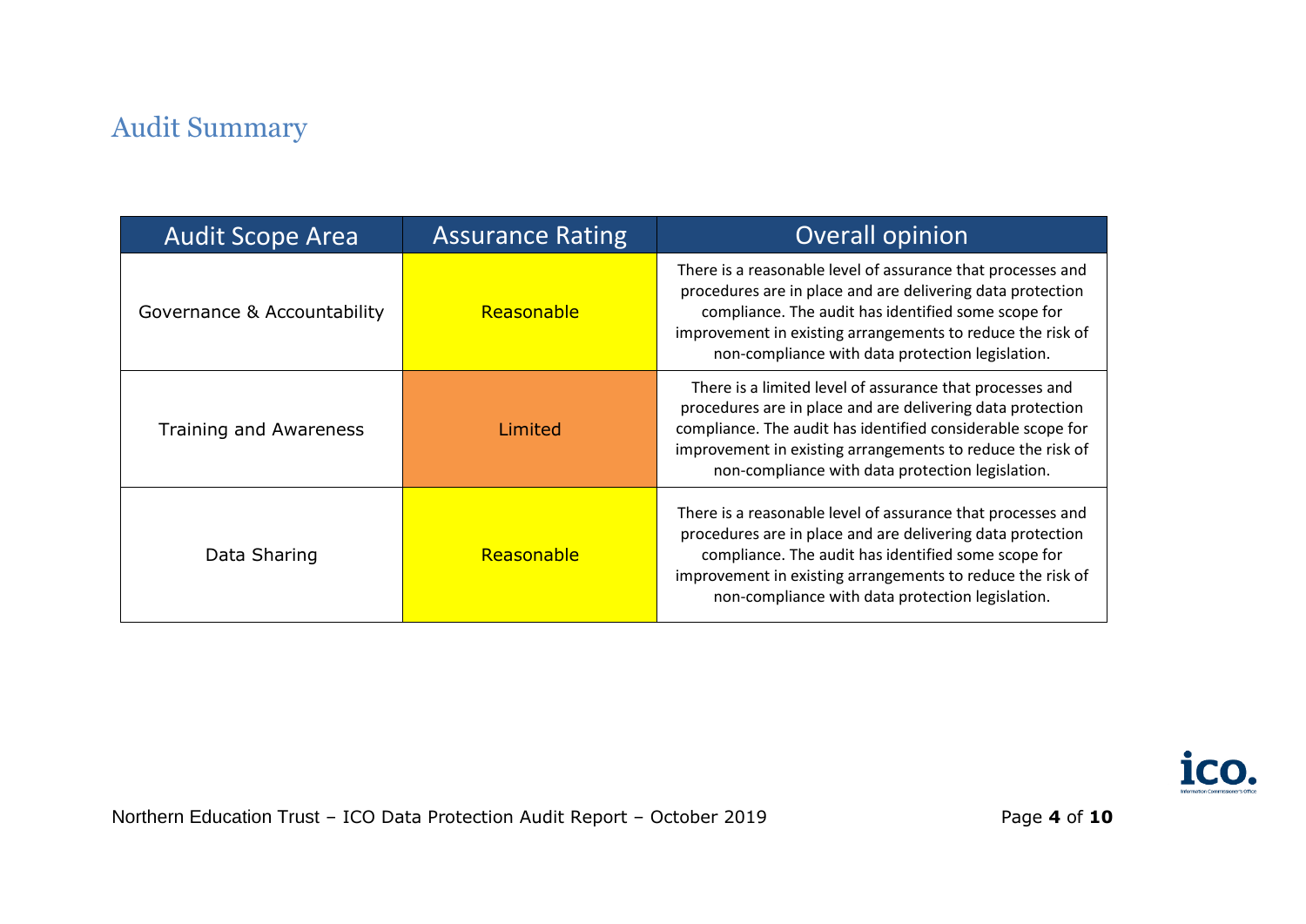## Audit Summary

| Audit Scope Area | Assurance Rating | Overall opinion |
|---|---|---|
| Governance & Accountability | Reasonable | There is a reasonable level of assurance that processes and procedures are in place and are delivering data protection compliance. The audit has identified some scope for improvement in existing arrangements to reduce the risk of non-compliance with data protection legislation. |
| Training and Awareness | Limited | There is a limited level of assurance that processes and procedures are in place and are delivering data protection compliance. The audit has identified considerable scope for improvement in existing arrangements to reduce the risk of non-compliance with data protection legislation. |
| Data Sharing | Reasonable | There is a reasonable level of assurance that processes and procedures are in place and are delivering data protection compliance. The audit has identified some scope for improvement in existing arrangements to reduce the risk of non-compliance with data protection legislation. |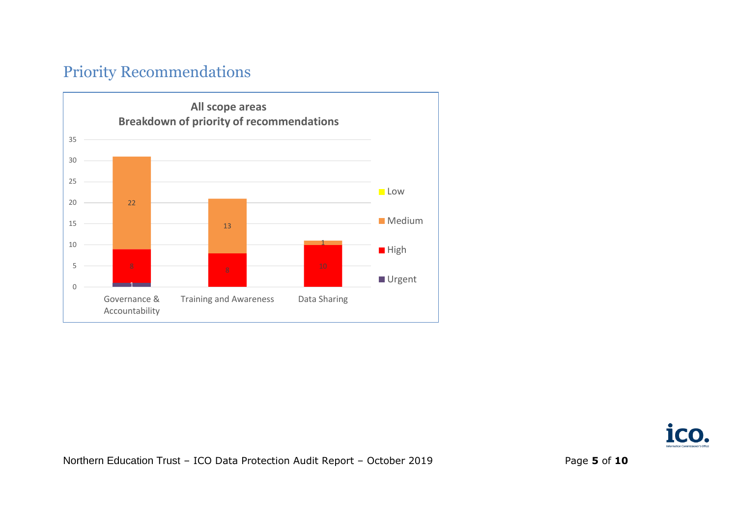## Priority Recommendations

**All scope areas**
**Breakdown of priority of recommendations**

| Scope area | Urgent | High | Medium | Low |
|---|---|---|---|---|
| Governance & Accountability | 1 | 8 | 22 | |
| Training and Awareness | | 8 | 13 | |
| Data Sharing | | 10 | 1 | |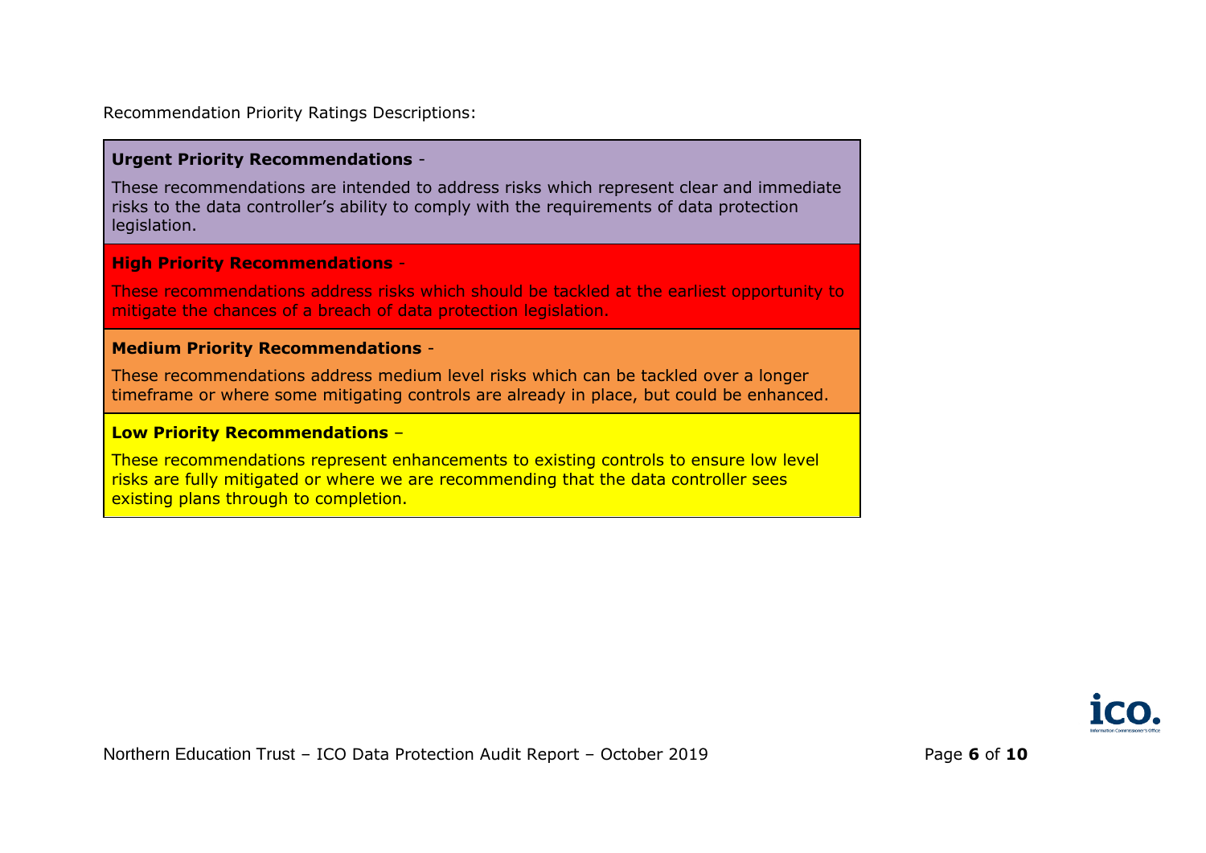Recommendation Priority Ratings Descriptions:

**Urgent Priority Recommendations** -

These recommendations are intended to address risks which represent clear and immediate risks to the data controller's ability to comply with the requirements of data protection legislation.

**High Priority Recommendations** -

These recommendations address risks which should be tackled at the earliest opportunity to mitigate the chances of a breach of data protection legislation.

**Medium Priority Recommendations** -

These recommendations address medium level risks which can be tackled over a longer timeframe or where some mitigating controls are already in place, but could be enhanced.

**Low Priority Recommendations** –

These recommendations represent enhancements to existing controls to ensure low level risks are fully mitigated or where we are recommending that the data controller sees existing plans through to completion.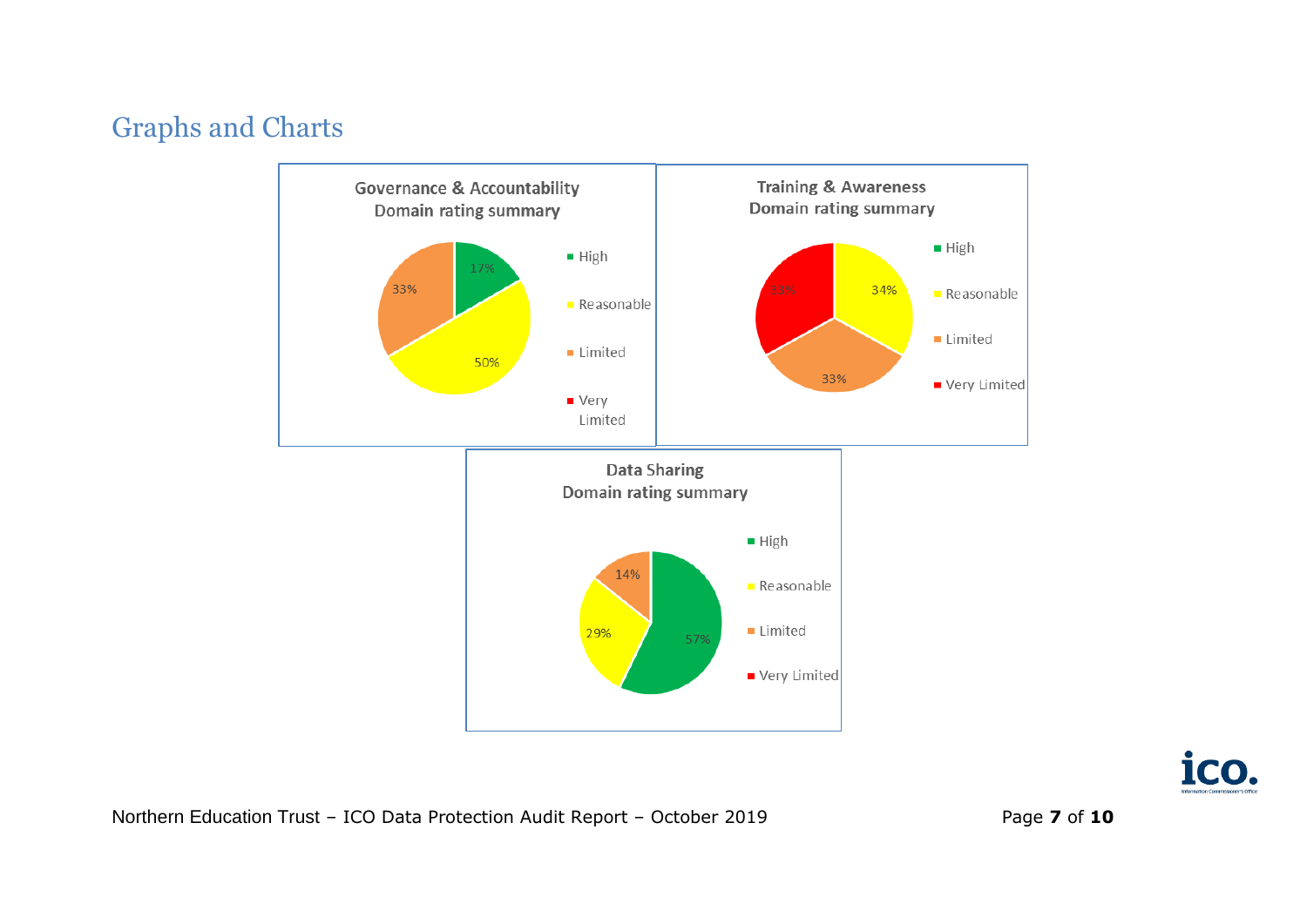## Graphs and Charts

**Governance & Accountability Domain rating summary**

| Rating | Percentage |
| --- | --- |
| High | 17% |
| Reasonable | 50% |
| Limited | 33% |
| Very Limited | |

**Training & Awareness Domain rating summary**

| Rating | Percentage |
| --- | --- |
| High | |
| Reasonable | 34% |
| Limited | 33% |
| Very Limited | 33% |

**Data Sharing Domain rating summary**

| Rating | Percentage |
| --- | --- |
| High | 57% |
| Reasonable | 29% |
| Limited | 14% |
| Very Limited | |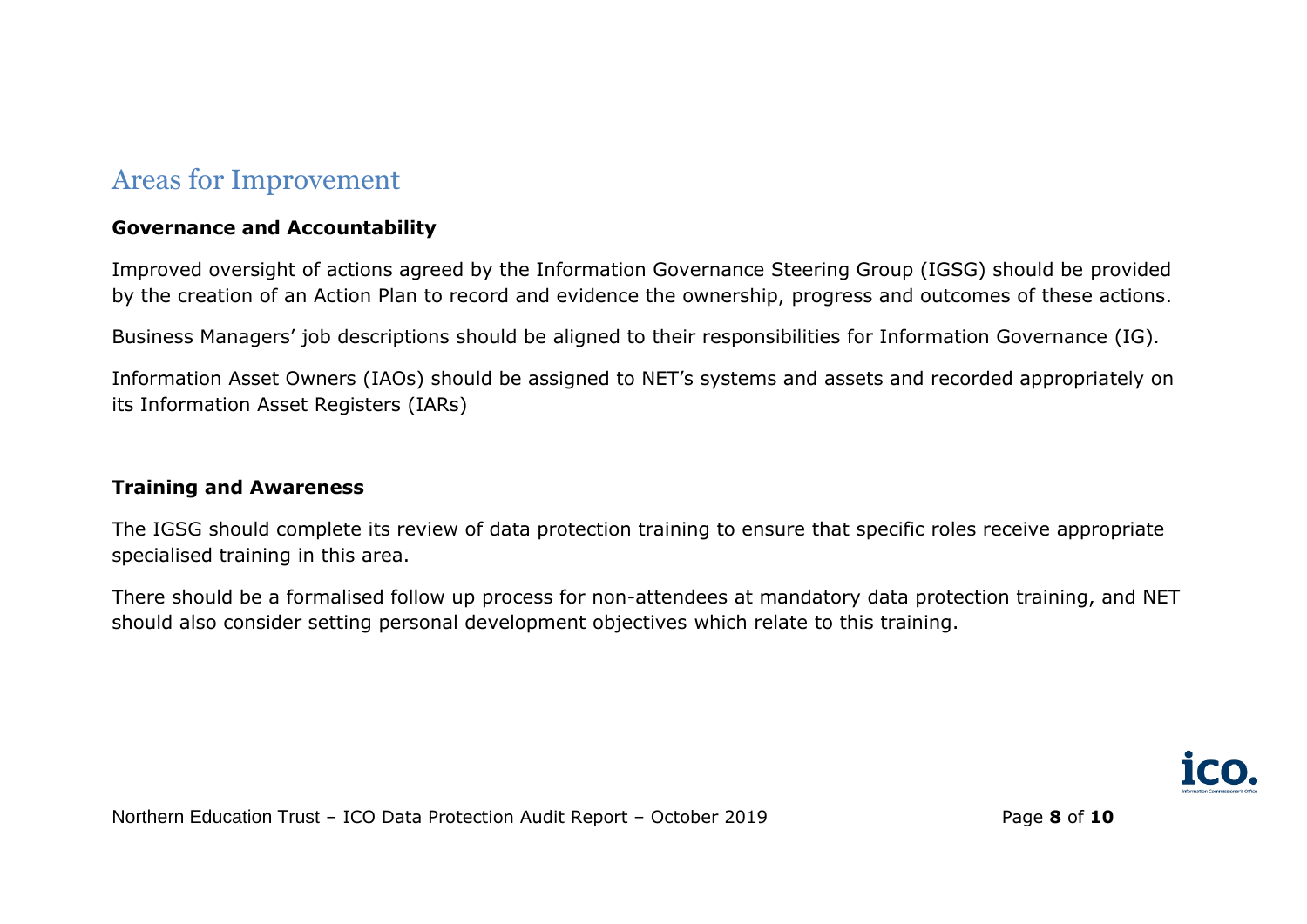## Areas for Improvement

**Governance and Accountability**

Improved oversight of actions agreed by the Information Governance Steering Group (IGSG) should be provided by the creation of an Action Plan to record and evidence the ownership, progress and outcomes of these actions.

Business Managers' job descriptions should be aligned to their responsibilities for Information Governance (IG).

Information Asset Owners (IAOs) should be assigned to NET's systems and assets and recorded appropriately on its Information Asset Registers (IARs)

**Training and Awareness**

The IGSG should complete its review of data protection training to ensure that specific roles receive appropriate specialised training in this area.

There should be a formalised follow up process for non-attendees at mandatory data protection training, and NET should also consider setting personal development objectives which relate to this training.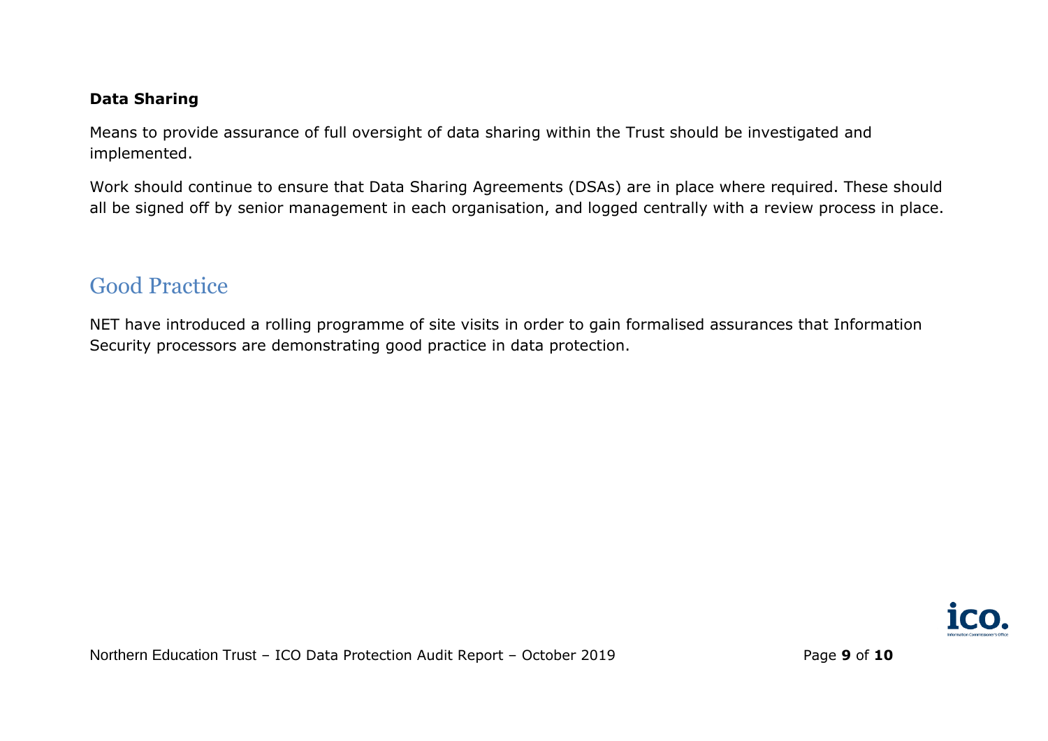### Data Sharing

Means to provide assurance of full oversight of data sharing within the Trust should be investigated and implemented.

Work should continue to ensure that Data Sharing Agreements (DSAs) are in place where required. These should all be signed off by senior management in each organisation, and logged centrally with a review process in place.

## Good Practice

NET have introduced a rolling programme of site visits in order to gain formalised assurances that Information Security processors are demonstrating good practice in data protection.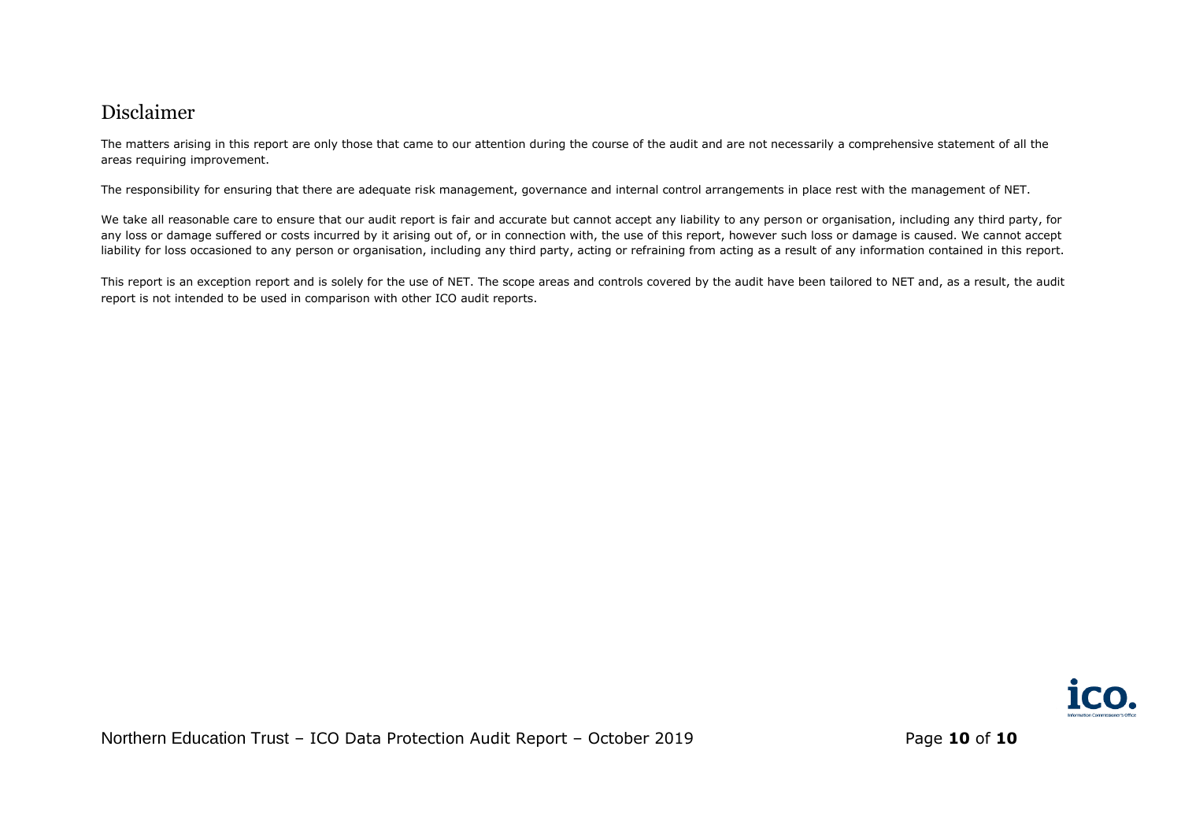## Disclaimer

The matters arising in this report are only those that came to our attention during the course of the audit and are not necessarily a comprehensive statement of all the areas requiring improvement.

The responsibility for ensuring that there are adequate risk management, governance and internal control arrangements in place rest with the management of NET.

We take all reasonable care to ensure that our audit report is fair and accurate but cannot accept any liability to any person or organisation, including any third party, for any loss or damage suffered or costs incurred by it arising out of, or in connection with, the use of this report, however such loss or damage is caused. We cannot accept liability for loss occasioned to any person or organisation, including any third party, acting or refraining from acting as a result of any information contained in this report.

This report is an exception report and is solely for the use of NET. The scope areas and controls covered by the audit have been tailored to NET and, as a result, the audit report is not intended to be used in comparison with other ICO audit reports.